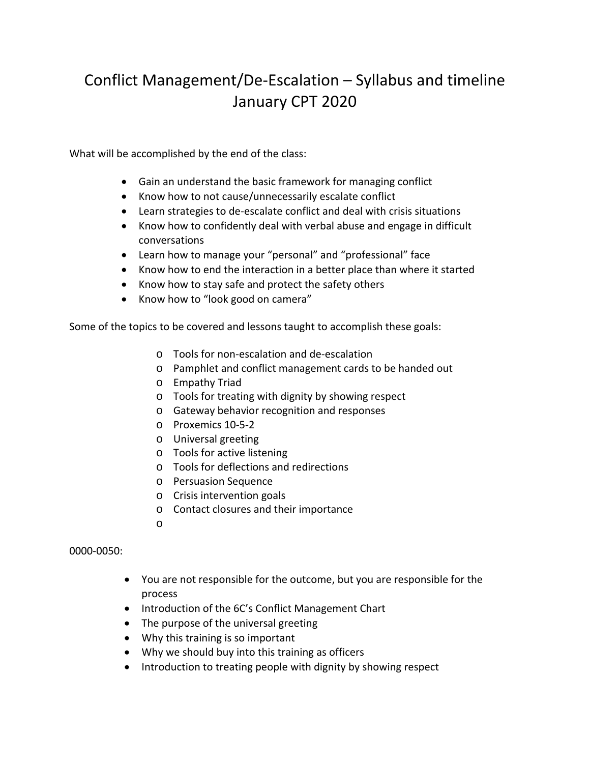# Conflict Management/De-Escalation – Syllabus and timeline January CPT 2020

What will be accomplished by the end of the class:

- Gain an understand the basic framework for managing conflict
- Know how to not cause/unnecessarily escalate conflict
- Learn strategies to de-escalate conflict and deal with crisis situations
- Know how to confidently deal with verbal abuse and engage in difficult conversations
- Learn how to manage your "personal" and "professional" face
- Know how to end the interaction in a better place than where it started
- Know how to stay safe and protect the safety others
- Know how to "look good on camera"

Some of the topics to be covered and lessons taught to accomplish these goals:

- Tools for non-escalation and de-escalation
- Pamphlet and conflict management cards to be handed out
- Empathy Triad
- Tools for treating with dignity by showing respect
- Gateway behavior recognition and responses
- Proxemics 10-5-2
- Universal greeting
- Tools for active listening
- Tools for deflections and redirections
- Persuasion Sequence
- Crisis intervention goals
- Contact closures and their importance

0000-0050:

- You are not responsible for the outcome, but you are responsible for the process
- Introduction of the 6C's Conflict Management Chart
- The purpose of the universal greeting
- Why this training is so important
- Why we should buy into this training as officers
- Introduction to treating people with dignity by showing respect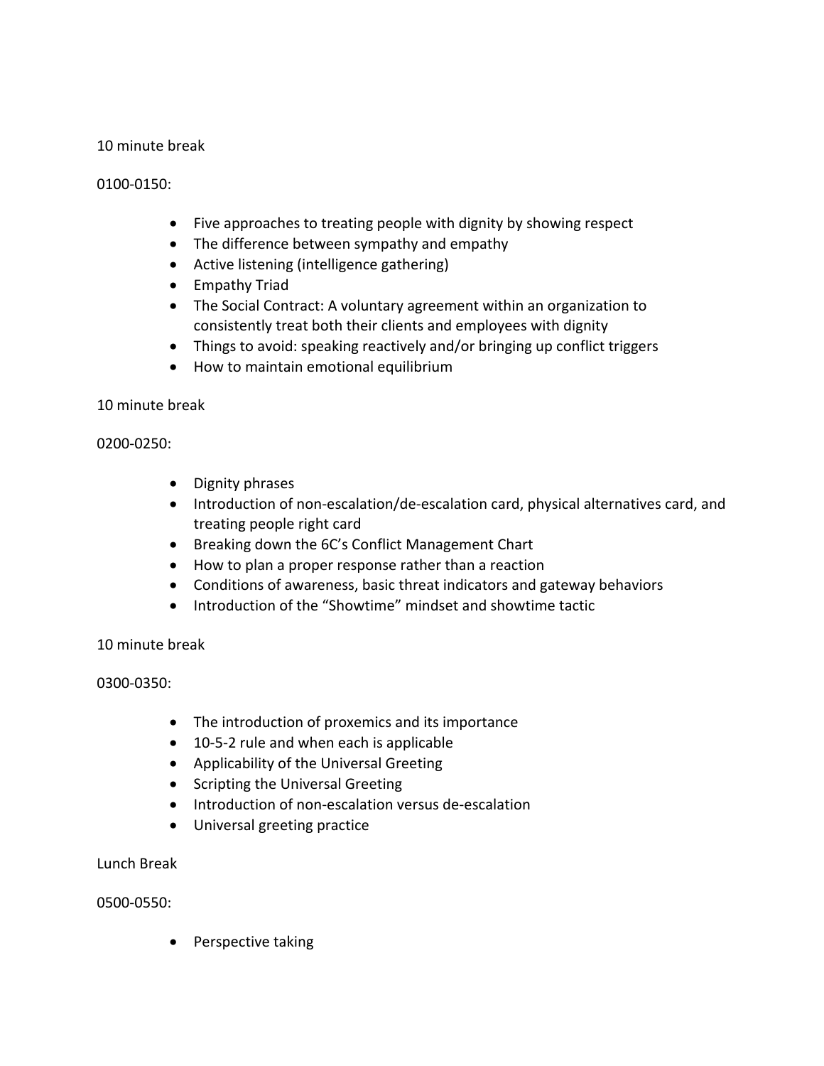10 minute break

0100-0150:

- Five approaches to treating people with dignity by showing respect
- The difference between sympathy and empathy
- Active listening (intelligence gathering)
- Empathy Triad
- The Social Contract: A voluntary agreement within an organization to consistently treat both their clients and employees with dignity
- Things to avoid: speaking reactively and/or bringing up conflict triggers
- How to maintain emotional equilibrium

10 minute break

0200-0250:

- Dignity phrases
- Introduction of non-escalation/de-escalation card, physical alternatives card, and treating people right card
- Breaking down the 6C's Conflict Management Chart
- How to plan a proper response rather than a reaction
- Conditions of awareness, basic threat indicators and gateway behaviors
- Introduction of the "Showtime" mindset and showtime tactic

10 minute break

0300-0350:

- The introduction of proxemics and its importance
- 10-5-2 rule and when each is applicable
- Applicability of the Universal Greeting
- Scripting the Universal Greeting
- Introduction of non-escalation versus de-escalation
- Universal greeting practice

Lunch Break

0500-0550:

- Perspective taking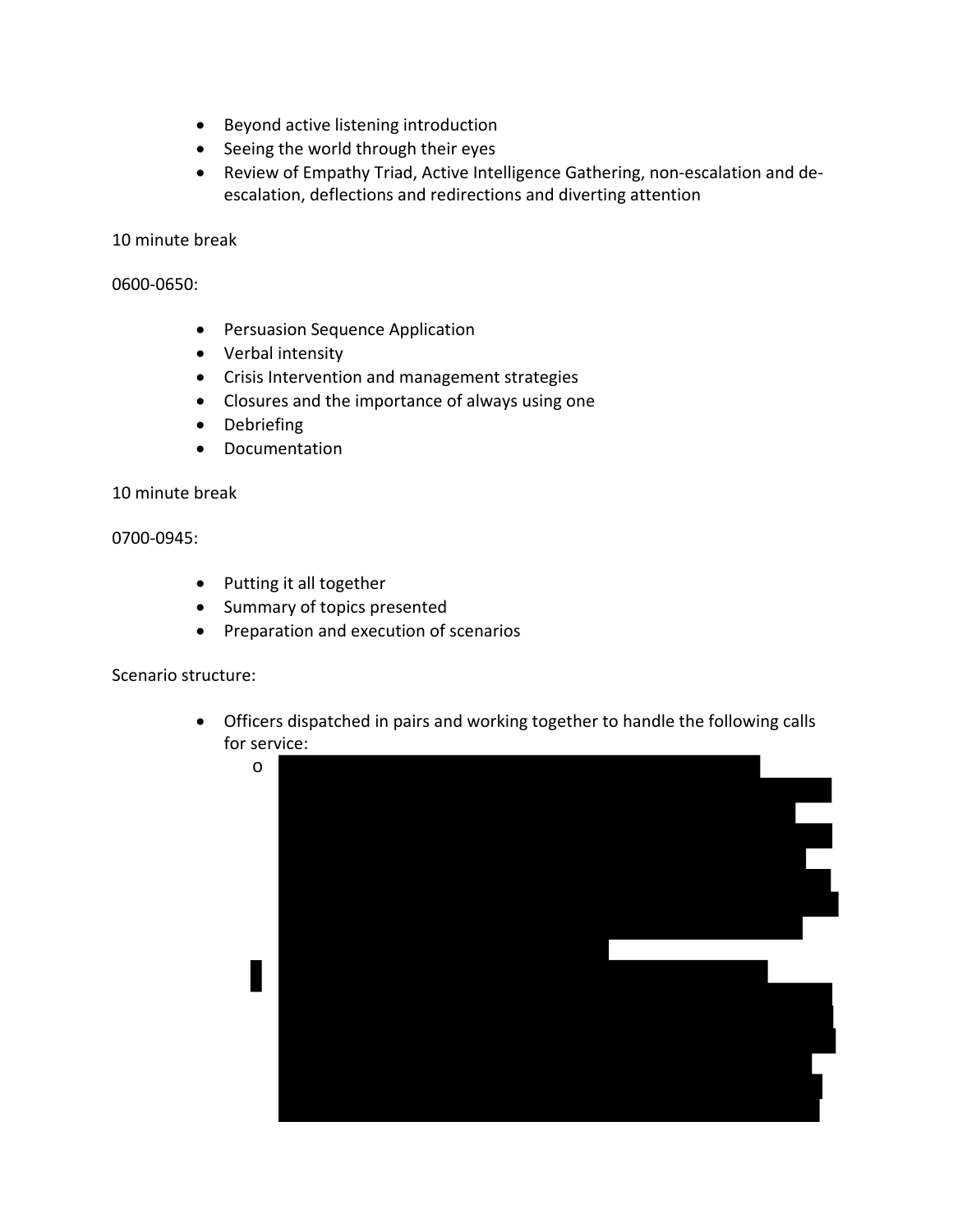- Beyond active listening introduction
- Seeing the world through their eyes
- Review of Empathy Triad, Active Intelligence Gathering, non-escalation and de-escalation, deflections and redirections and diverting attention

10 minute break

0600-0650:

- Persuasion Sequence Application
- Verbal intensity
- Crisis Intervention and management strategies
- Closures and the importance of always using one
- Debriefing
- Documentation

10 minute break

0700-0945:

- Putting it all together
- Summary of topics presented
- Preparation and execution of scenarios

Scenario structure:

- Officers dispatched in pairs and working together to handle the following calls for service:
  -